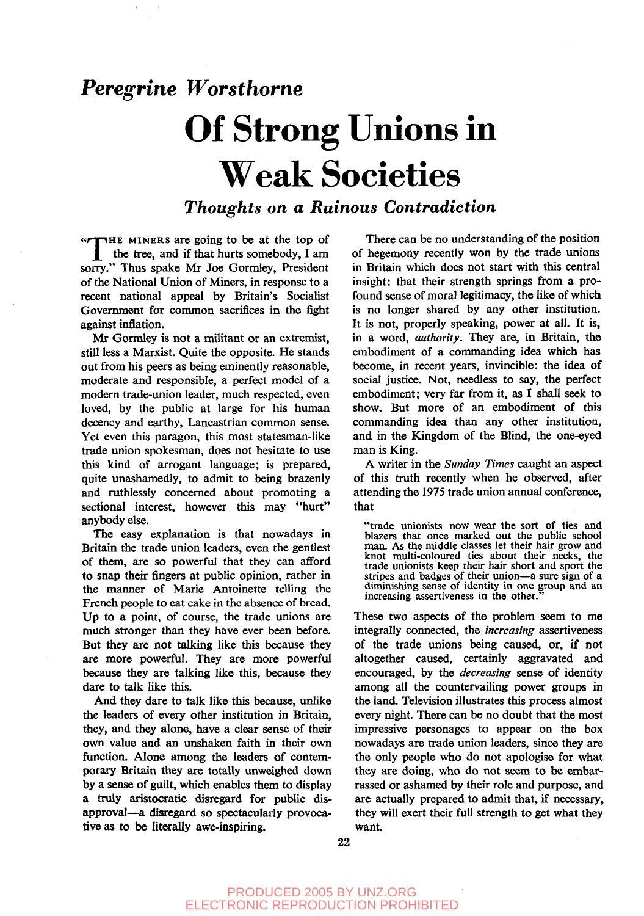## Peregrine Worsthorne

# Of Strong Unions in Weak Societies

### *Thoughts on a Ruinous Contradiction*

"THE MINERS are going to be at the top of the tree, and if that hurts somebody, I am sorry." Thus spake Mr Joe Gormley, President of the National Union of Miners, in response to a recent national appeal by Britain's Socialist Government for common sacrifices in the fight against inflation.

Mr Gormley is not a militant or an extremist, still less a Marxist. Quite the opposite. He stands out from his peers as being eminently reasonable, moderate and responsible, a perfect model of a modern trade-union leader, much respected, even loved, by the public at large for his human decency and earthy, Lancastrian common sense. Yet even this paragon, this most statesman-like trade union spokesman, does not hesitate to use this kind of arrogant language; is prepared, quite unashamedly, to admit to being brazenly and ruthlessly concerned about promoting a sectional interest, however this may "hurt" anybody else.

The easy explanation is that nowadays in Britain the trade union leaders, even the gentlest of them, are so powerful that they can afford to snap their fingers at public opinion, rather in the manner of Marie Antoinette telling the French people to eat cake in the absence of bread. Up to a point, of course, the trade unions are much stronger than they have ever been before. But they are not talking like this because they are more powerful. They are more powerful because they are talking like this, because they dare to talk like this.

And they dare to talk like this because, unlike the leaders of every other institution in Britain, they, and they alone, have a clear sense of their own value and an unshaken faith in their own function. Alone among the leaders of contemporary Britain they are totally unweighed down by a sense of guilt, which enables them to display a truly aristocratic disregard for public disapproval—a disregard so spectacularly provocative as to be literally awe-inspiring.

There can be no understanding of the position of hegemony recently won by the trade unions in Britain which does not start with this central insight: that their strength springs from a profound sense of moral legitimacy, the like of which is no longer shared by any other institution. It is not, properly speaking, power at all. It is, in a word, *authority*. They are, in Britain, the embodiment of a commanding idea which has become, in recent years, invincible: the idea of social justice. Not, needless to say, the perfect embodiment; very far from it, as I shall seek to show. But more of an embodiment of this commanding idea than any other institution, and in the Kingdom of the Blind, the one-eyed man is King.

A writer in the *Sunday Times* caught an aspect of this truth recently when he observed, after attending the 1975 trade union annual conference, that

> "trade unionists now wear the sort of ties and blazers that once marked out the public school man. As the middle classes let their hair grow and knot multi-coloured ties about their necks, the trade unionists keep their hair short and sport the stripes and badges of their union—a sure sign of a diminishing sense of identity in one group and an increasing assertiveness in the other."

These two aspects of the problem seem to me integrally connected, the *increasing* assertiveness of the trade unions being caused, or, if not altogether caused, certainly aggravated and encouraged, by the *decreasing* sense of identity among all the countervailing power groups in the land. Television illustrates this process almost every night. There can be no doubt that the most impressive personages to appear on the box nowadays are trade union leaders, since they are the only people who do not apologise for what they are doing, who do not seem to be embarrassed or ashamed by their role and purpose, and are actually prepared to admit that, if necessary, they will exert their full strength to get what they want.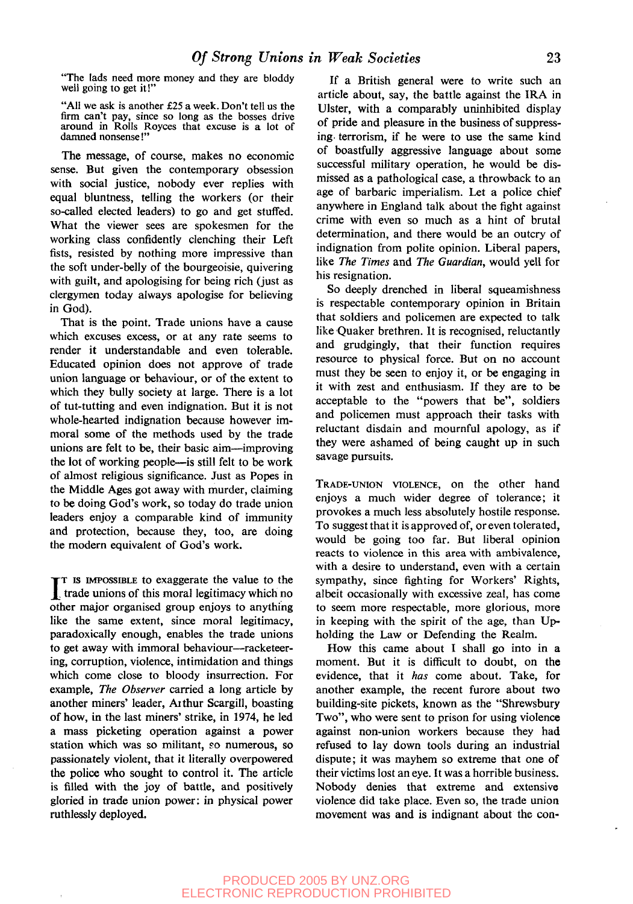"The lads need more money and they are bloody well going to get it!"

"All we ask is another £25 a week. Don't tell us the firm can't pay, since so long as the bosses drive around in Rolls Royces that excuse is a lot of damned nonsense!"

The message, of course, makes no economic sense. But given the contemporary obsession with social justice, nobody ever replies with equal bluntness, telling the workers (or their so-called elected leaders) to go and get stuffed. What the viewer sees are spokesmen for the working class confidently clenching their Left fists, resisted by nothing more impressive than the soft under-belly of the bourgeoisie, quivering with guilt, and apologising for being rich (just as clergymen today always apologise for believing in God).

That is the point. Trade unions have a cause which excuses excess, or at any rate seems to render it understandable and even tolerable. Educated opinion does not approve of trade union language or behaviour, or of the extent to which they bully society at large. There is a lot of tut-tutting and even indignation. But it is not whole-hearted indignation because however immoral some of the methods used by the trade unions are felt to be, their basic aim—improving the lot of working people—is still felt to be work of almost religious significance. Just as Popes in the Middle Ages got away with murder, claiming to be doing God's work, so today do trade union leaders enjoy a comparable kind of immunity and protection, because they, too, are doing the modern equivalent of God's work.

IT IS IMPOSSIBLE to exaggerate the value to the trade unions of this moral legitimacy which no other major organised group enjoys to anything like the same extent, since moral legitimacy, paradoxically enough, enables the trade unions to get away with immoral behaviour—racketeering, corruption, violence, intimidation and things which come close to bloody insurrection. For example, *The Observer* carried a long article by another miners' leader, Arthur Scargill, boasting of how, in the last miners' strike, in 1974, he led a mass picketing operation against a power station which was so militant, so numerous, so passionately violent, that it literally overpowered the police who sought to control it. The article is filled with the joy of battle, and positively gloried in trade union power: in physical power ruthlessly deployed.

If a British general were to write such an article about, say, the battle against the IRA in Ulster, with a comparably uninhibited display of pride and pleasure in the business of suppressing terrorism, if he were to use the same kind of boastfully aggressive language about some successful military operation, he would be dismissed as a pathological case, a throwback to an age of barbaric imperialism. Let a police chief anywhere in England talk about the fight against crime with even so much as a hint of brutal determination, and there would be an outcry of indignation from polite opinion. Liberal papers, like *The Times* and *The Guardian*, would yell for his resignation.

So deeply drenched in liberal squeamishness is respectable contemporary opinion in Britain that soldiers and policemen are expected to talk like Quaker brethren. It is recognised, reluctantly and grudgingly, that their function requires resource to physical force. But on no account must they be seen to enjoy it, or be engaging in it with zest and enthusiasm. If they are to be acceptable to the "powers that be", soldiers and policemen must approach their tasks with reluctant disdain and mournful apology, as if they were ashamed of being caught up in such savage pursuits.

TRADE-UNION VIOLENCE, on the other hand enjoys a much wider degree of tolerance; it provokes a much less absolutely hostile response. To suggest that it is approved of, or even tolerated, would be going too far. But liberal opinion reacts to violence in this area with ambivalence, with a desire to understand, even with a certain sympathy, since fighting for Workers' Rights, albeit occasionally with excessive zeal, has come to seem more respectable, more glorious, more in keeping with the spirit of the age, than Upholding the Law or Defending the Realm.

How this came about I shall go into in a moment. But it is difficult to doubt, on the evidence, that it *has* come about. Take, for another example, the recent furore about two building-site pickets, known as the "Shrewsbury Two", who were sent to prison for using violence against non-union workers because they had refused to lay down tools during an industrial dispute; it was mayhem so extreme that one of their victims lost an eye. It was a horrible business. Nobody denies that extreme and extensive violence did take place. Even so, the trade union movement was and is indignant about the con-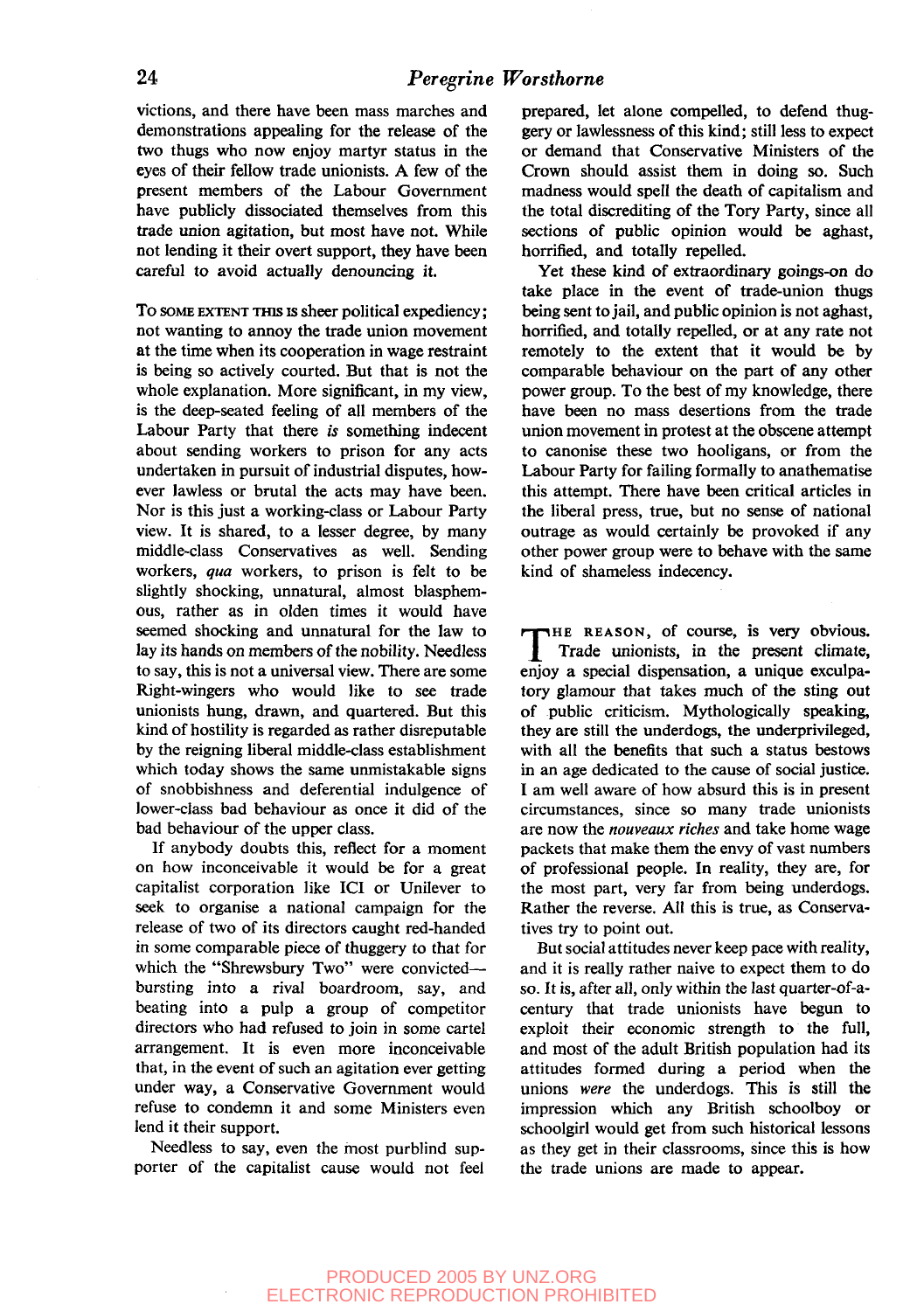victions, and there have been mass marches and demonstrations appealing for the release of the two thugs who now enjoy martyr status in the eyes of their fellow trade unionists. A few of the present members of the Labour Government have publicly dissociated themselves from this trade union agitation, but most have not. While not lending it their overt support, they have been careful to avoid actually denouncing it.

To SOME EXTENT THIS IS sheer political expediency; not wanting to annoy the trade union movement at the time when its cooperation in wage restraint is being so actively courted. But that is not the whole explanation. More significant, in my view, is the deep-seated feeling of all members of the Labour Party that there *is* something indecent about sending workers to prison for any acts undertaken in pursuit of industrial disputes, however lawless or brutal the acts may have been. Nor is this just a working-class or Labour Party view. It is shared, to a lesser degree, by many middle-class Conservatives as well. Sending workers, *qua* workers, to prison is felt to be slightly shocking, unnatural, almost blasphemous, rather as in olden times it would have seemed shocking and unnatural for the law to lay its hands on members of the nobility. Needless to say, this is not a universal view. There are some Right-wingers who would like to see trade unionists hung, drawn, and quartered. But this kind of hostility is regarded as rather disreputable by the reigning liberal middle-class establishment which today shows the same unmistakable signs of snobbishness and deferential indulgence of lower-class bad behaviour as once it did of the bad behaviour of the upper class.

If anybody doubts this, reflect for a moment on how inconceivable it would be for a great capitalist corporation like ICI or Unilever to seek to organise a national campaign for the release of two of its directors caught red-handed in some comparable piece of thuggery to that for which the "Shrewsbury Two" were convicted—bursting into a rival boardroom, say, and beating into a pulp a group of competitor directors who had refused to join in some cartel arrangement. It is even more inconceivable that, in the event of such an agitation ever getting under way, a Conservative Government would refuse to condemn it and some Ministers even lend it their support.

Needless to say, even the most purblind supporter of the capitalist cause would not feel prepared, let alone compelled, to defend thuggery or lawlessness of this kind; still less to expect or demand that Conservative Ministers of the Crown should assist them in doing so. Such madness would spell the death of capitalism and the total discrediting of the Tory Party, since all sections of public opinion would be aghast, horrified, and totally repelled.

Yet these kind of extraordinary goings-on do take place in the event of trade-union thugs being sent to jail, and public opinion is not aghast, horrified, and totally repelled, or at any rate not remotely to the extent that it would be by comparable behaviour on the part of any other power group. To the best of my knowledge, there have been no mass desertions from the trade union movement in protest at the obscene attempt to canonise these two hooligans, or from the Labour Party for failing formally to anathematise this attempt. There have been critical articles in the liberal press, true, but no sense of national outrage as would certainly be provoked if any other power group were to behave with the same kind of shameless indecency.

THE REASON, of course, is very obvious. Trade unionists, in the present climate, enjoy a special dispensation, a unique exculpatory glamour that takes much of the sting out of public criticism. Mythologically speaking, they are still the underdogs, the underprivileged, with all the benefits that such a status bestows in an age dedicated to the cause of social justice. I am well aware of how absurd this is in present circumstances, since so many trade unionists are now the *nouveaux riches* and take home wage packets that make them the envy of vast numbers of professional people. In reality, they are, for the most part, very far from being underdogs. Rather the reverse. All this is true, as Conservatives try to point out.

But social attitudes never keep pace with reality, and it is really rather naive to expect them to do so. It is, after all, only within the last quarter-of-a-century that trade unionists have begun to exploit their economic strength to the full, and most of the adult British population had its attitudes formed during a period when the unions *were* the underdogs. This is still the impression which any British schoolboy or schoolgirl would get from such historical lessons as they get in their classrooms, since this is how the trade unions are made to appear.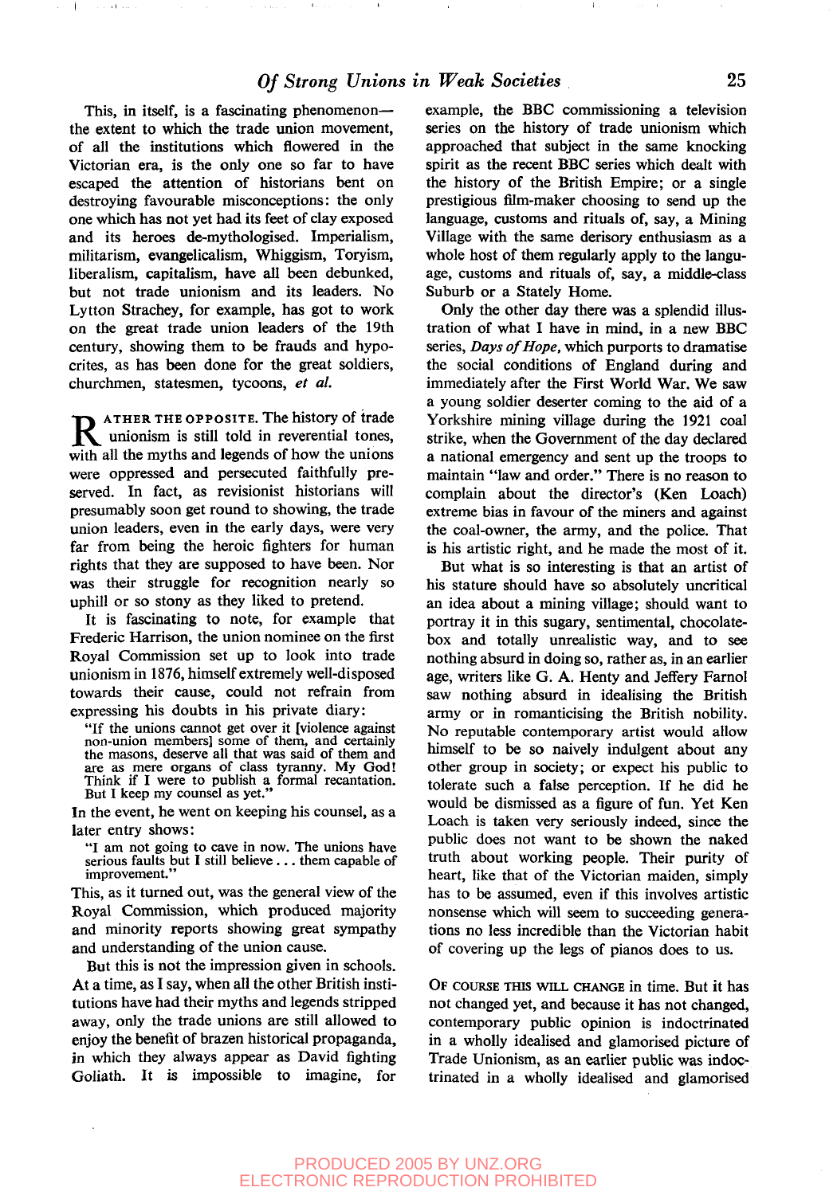This, in itself, is a fascinating phenomenon—the extent to which the trade union movement, of all the institutions which flowered in the Victorian era, is the only one so far to have escaped the attention of historians bent on destroying favourable misconceptions: the only one which has not yet had its feet of clay exposed and its heroes de-mythologised. Imperialism, militarism, evangelicalism, Whiggism, Toryism, liberalism, capitalism, have all been debunked, but not trade unionism and its leaders. No Lytton Strachey, for example, has got to work on the great trade union leaders of the 19th century, showing them to be frauds and hypocrites, as has been done for the great soldiers, churchmen, statesmen, tycoons, *et al.*

RATHER THE OPPOSITE. The history of trade unionism is still told in reverential tones, with all the myths and legends of how the unions were oppressed and persecuted faithfully preserved. In fact, as revisionist historians will presumably soon get round to showing, the trade union leaders, even in the early days, were very far from being the heroic fighters for human rights that they are supposed to have been. Nor was their struggle for recognition nearly so uphill or so stony as they liked to pretend.

It is fascinating to note, for example that Frederic Harrison, the union nominee on the first Royal Commission set up to look into trade unionism in 1876, himself extremely well-disposed towards their cause, could not refrain from expressing his doubts in his private diary:

> "If the unions cannot get over it [violence against non-union members] some of them, and certainly the masons, deserve all that was said of them and are as mere organs of class tyranny. My God! Think if I were to publish a formal recantation. But I keep my counsel as yet."

In the event, he went on keeping his counsel, as a later entry shows:

> "I am not going to cave in now. The unions have serious faults but I still believe . . . them capable of improvement."

This, as it turned out, was the general view of the Royal Commission, which produced majority and minority reports showing great sympathy and understanding of the union cause.

But this is not the impression given in schools. At a time, as I say, when all the other British institutions have had their myths and legends stripped away, only the trade unions are still allowed to enjoy the benefit of brazen historical propaganda, in which they always appear as David fighting Goliath. It is impossible to imagine, for example, the BBC commissioning a television series on the history of trade unionism which approached that subject in the same knocking spirit as the recent BBC series which dealt with the history of the British Empire; or a single prestigious film-maker choosing to send up the language, customs and rituals of, say, a Mining Village with the same derisory enthusiasm as a whole host of them regularly apply to the language, customs and rituals of, say, a middle-class Suburb or a Stately Home.

Only the other day there was a splendid illustration of what I have in mind, in a new BBC series, *Days of Hope*, which purports to dramatise the social conditions of England during and immediately after the First World War. We saw a young soldier deserter coming to the aid of a Yorkshire mining village during the 1921 coal strike, when the Government of the day declared a national emergency and sent up the troops to maintain "law and order." There is no reason to complain about the director's (Ken Loach) extreme bias in favour of the miners and against the coal-owner, the army, and the police. That is his artistic right, and he made the most of it.

But what is so interesting is that an artist of his stature should have so absolutely uncritical an idea about a mining village; should want to portray it in this sugary, sentimental, chocolate-box and totally unrealistic way, and to see nothing absurd in doing so, rather as, in an earlier age, writers like G. A. Henty and Jeffery Farnol saw nothing absurd in idealising the British army or in romanticising the British nobility. No reputable contemporary artist would allow himself to be so naively indulgent about any other group in society; or expect his public to tolerate such a false perception. If he did he would be dismissed as a figure of fun. Yet Ken Loach is taken very seriously indeed, since the public does not want to be shown the naked truth about working people. Their purity of heart, like that of the Victorian maiden, simply has to be assumed, even if this involves artistic nonsense which will seem to succeeding generations no less incredible than the Victorian habit of covering up the legs of pianos does to us.

OF COURSE THIS WILL CHANGE in time. But it has not changed yet, and because it has not changed, contemporary public opinion is indoctrinated in a wholly idealised and glamorised picture of Trade Unionism, as an earlier public was indoctrinated in a wholly idealised and glamorised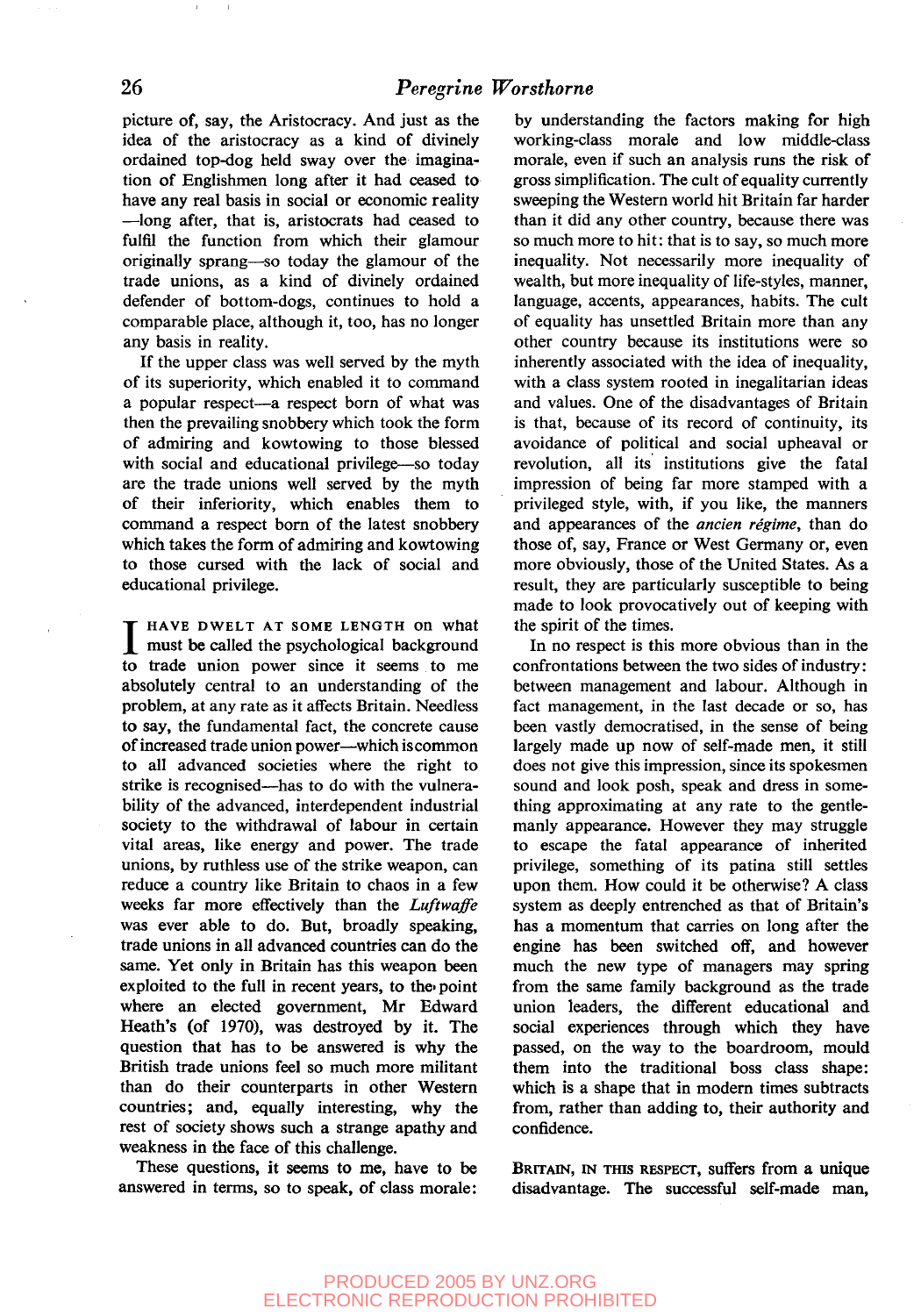picture of, say, the Aristocracy. And just as the idea of the aristocracy as a kind of divinely ordained top-dog held sway over the imagination of Englishmen long after it had ceased to have any real basis in social or economic reality —long after, that is, aristocrats had ceased to fulfil the function from which their glamour originally sprang—so today the glamour of the trade unions, as a kind of divinely ordained defender of bottom-dogs, continues to hold a comparable place, although it, too, has no longer any basis in reality.

If the upper class was well served by the myth of its superiority, which enabled it to command a popular respect—a respect born of what was then the prevailing snobbery which took the form of admiring and kowtowing to those blessed with social and educational privilege—so today are the trade unions well served by the myth of their inferiority, which enables them to command a respect born of the latest snobbery which takes the form of admiring and kowtowing to those cursed with the lack of social and educational privilege.

I HAVE DWELT AT SOME LENGTH on what must be called the psychological background to trade union power since it seems to me absolutely central to an understanding of the problem, at any rate as it affects Britain. Needless to say, the fundamental fact, the concrete cause of increased trade union power—which is common to all advanced societies where the right to strike is recognised—has to do with the vulnerability of the advanced, interdependent industrial society to the withdrawal of labour in certain vital areas, like energy and power. The trade unions, by ruthless use of the strike weapon, can reduce a country like Britain to chaos in a few weeks far more effectively than the *Luftwaffe* was ever able to do. But, broadly speaking, trade unions in all advanced countries can do the same. Yet only in Britain has this weapon been exploited to the full in recent years, to the point where an elected government, Mr Edward Heath's (of 1970), was destroyed by it. The question that has to be answered is why the British trade unions feel so much more militant than do their counterparts in other Western countries; and, equally interesting, why the rest of society shows such a strange apathy and weakness in the face of this challenge.

These questions, it seems to me, have to be answered in terms, so to speak, of class morale: by understanding the factors making for high working-class morale and low middle-class morale, even if such an analysis runs the risk of gross simplification. The cult of equality currently sweeping the Western world hit Britain far harder than it did any other country, because there was so much more to hit: that is to say, so much more inequality. Not necessarily more inequality of wealth, but more inequality of life-styles, manner, language, accents, appearances, habits. The cult of equality has unsettled Britain more than any other country because its institutions were so inherently associated with the idea of inequality, with a class system rooted in inegalitarian ideas and values. One of the disadvantages of Britain is that, because of its record of continuity, its avoidance of political and social upheaval or revolution, all its institutions give the fatal impression of being far more stamped with a privileged style, with, if you like, the manners and appearances of the *ancien régime*, than do those of, say, France or West Germany or, even more obviously, those of the United States. As a result, they are particularly susceptible to being made to look provocatively out of keeping with the spirit of the times.

In no respect is this more obvious than in the confrontations between the two sides of industry: between management and labour. Although in fact management, in the last decade or so, has been vastly democratised, in the sense of being largely made up now of self-made men, it still does not give this impression, since its spokesmen sound and look posh, speak and dress in something approximating at any rate to the gentlemanly appearance. However they may struggle to escape the fatal appearance of inherited privilege, something of its patina still settles upon them. How could it be otherwise? A class system as deeply entrenched as that of Britain's has a momentum that carries on long after the engine has been switched off, and however much the new type of managers may spring from the same family background as the trade union leaders, the different educational and social experiences through which they have passed, on the way to the boardroom, mould them into the traditional boss class shape: which is a shape that in modern times subtracts from, rather than adding to, their authority and confidence.

BRITAIN, IN THIS RESPECT, suffers from a unique disadvantage. The successful self-made man,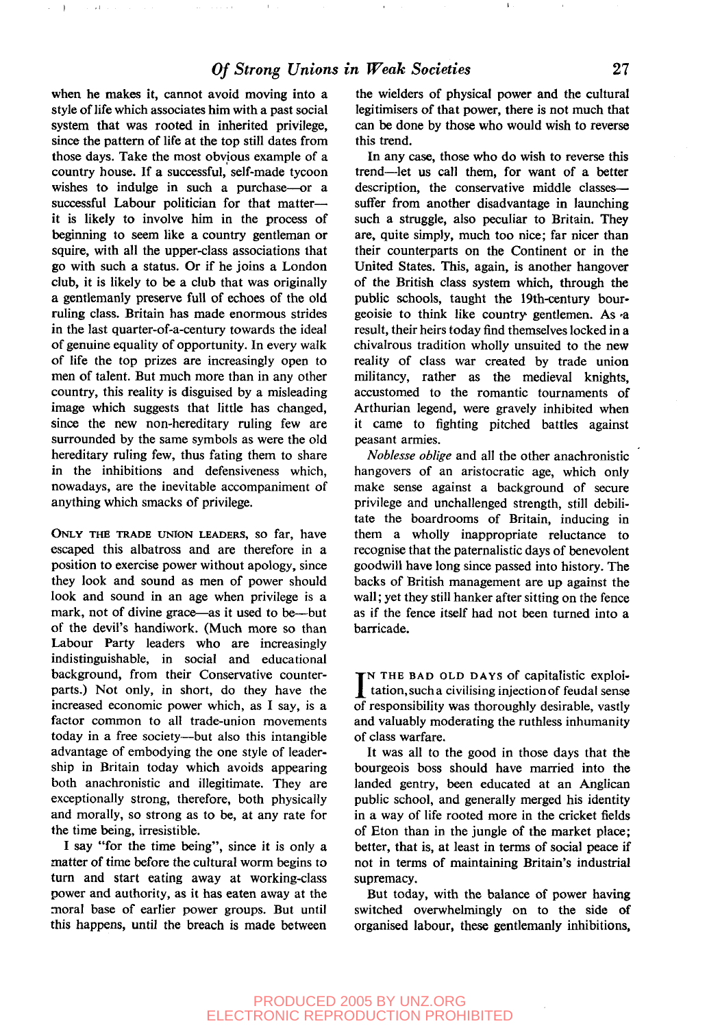when he makes it, cannot avoid moving into a style of life which associates him with a past social system that was rooted in inherited privilege, since the pattern of life at the top still dates from those days. Take the most obvious example of a country house. If a successful, self-made tycoon wishes to indulge in such a purchase—or a successful Labour politician for that matter—it is likely to involve him in the process of beginning to seem like a country gentleman or squire, with all the upper-class associations that go with such a status. Or if he joins a London club, it is likely to be a club that was originally a gentlemanly preserve full of echoes of the old ruling class. Britain has made enormous strides in the last quarter-of-a-century towards the ideal of genuine equality of opportunity. In every walk of life the top prizes are increasingly open to men of talent. But much more than in any other country, this reality is disguised by a misleading image which suggests that little has changed, since the new non-hereditary ruling few are surrounded by the same symbols as were the old hereditary ruling few, thus fating them to share in the inhibitions and defensiveness which, nowadays, are the inevitable accompaniment of anything which smacks of privilege.

ONLY THE TRADE UNION LEADERS, so far, have escaped this albatross and are therefore in a position to exercise power without apology, since they look and sound as men of power should look and sound in an age when privilege is a mark, not of divine grace—as it used to be—but of the devil's handiwork. (Much more so than Labour Party leaders who are increasingly indistinguishable, in social and educational background, from their Conservative counterparts.) Not only, in short, do they have the increased economic power which, as I say, is a factor common to all trade-union movements today in a free society—but also this intangible advantage of embodying the one style of leadership in Britain today which avoids appearing both anachronistic and illegitimate. They are exceptionally strong, therefore, both physically and morally, so strong as to be, at any rate for the time being, irresistible.

I say "for the time being", since it is only a matter of time before the cultural worm begins to turn and start eating away at working-class power and authority, as it has eaten away at the moral base of earlier power groups. But until this happens, until the breach is made between the wielders of physical power and the cultural legitimisers of that power, there is not much that can be done by those who would wish to reverse this trend.

In any case, those who do wish to reverse this trend—let us call them, for want of a better description, the conservative middle classes—suffer from another disadvantage in launching such a struggle, also peculiar to Britain. They are, quite simply, much too nice; far nicer than their counterparts on the Continent or in the United States. This, again, is another hangover of the British class system which, through the public schools, taught the 19th-century bourgeoisie to think like country gentlemen. As a result, their heirs today find themselves locked in a chivalrous tradition wholly unsuited to the new reality of class war created by trade union militancy, rather as the medieval knights, accustomed to the romantic tournaments of Arthurian legend, were gravely inhibited when it came to fighting pitched battles against peasant armies.

*Noblesse oblige* and all the other anachronistic hangovers of an aristocratic age, which only make sense against a background of secure privilege and unchallenged strength, still debilitate the boardrooms of Britain, inducing in them a wholly inappropriate reluctance to recognise that the paternalistic days of benevolent goodwill have long since passed into history. The backs of British management are up against the wall; yet they still hanker after sitting on the fence as if the fence itself had not been turned into a barricade.

IN THE BAD OLD DAYS of capitalistic exploitation, such a civilising injection of feudal sense of responsibility was thoroughly desirable, vastly and valuably moderating the ruthless inhumanity of class warfare.

It was all to the good in those days that the bourgeois boss should have married into the landed gentry, been educated at an Anglican public school, and generally merged his identity in a way of life rooted more in the cricket fields of Eton than in the jungle of the market place; better, that is, at least in terms of social peace if not in terms of maintaining Britain's industrial supremacy.

But today, with the balance of power having switched overwhelmingly on to the side of organised labour, these gentlemanly inhibitions,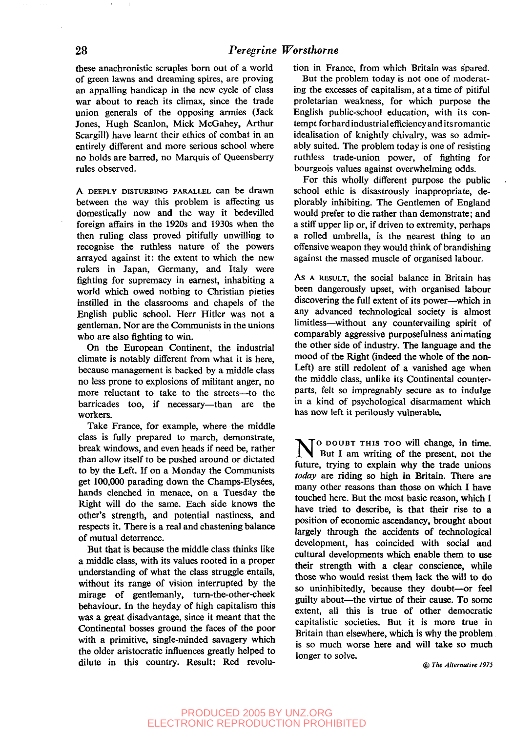these anachronistic scruples born out of a world of green lawns and dreaming spires, are proving an appalling handicap in the new cycle of class war about to reach its climax, since the trade union generals of the opposing armies (Jack Jones, Hugh Scanlon, Mick McGahey, Arthur Scargill) have learnt their ethics of combat in an entirely different and more serious school where no holds are barred, no Marquis of Queensberry rules observed.

A DEEPLY DISTURBING PARALLEL can be drawn between the way this problem is affecting us domestically now and the way it bedevilled foreign affairs in the 1920s and 1930s when the then ruling class proved pitifully unwilling to recognise the ruthless nature of the powers arrayed against it: the extent to which the new rulers in Japan, Germany, and Italy were fighting for supremacy in earnest, inhabiting a world which owed nothing to Christian pieties instilled in the classrooms and chapels of the English public school. Herr Hitler was not a gentleman. Nor are the Communists in the unions who are also fighting to win.

On the European Continent, the industrial climate is notably different from what it is here, because management is backed by a middle class no less prone to explosions of militant anger, no more reluctant to take to the streets—to the barricades too, if necessary—than are the workers.

Take France, for example, where the middle class is fully prepared to march, demonstrate, break windows, and even heads if need be, rather than allow itself to be pushed around or dictated to by the Left. If on a Monday the Communists get 100,000 parading down the Champs-Elysées, hands clenched in menace, on a Tuesday the Right will do the same. Each side knows the other's strength, and potential nastiness, and respects it. There is a real and chastening balance of mutual deterrence.

But that is because the middle class thinks like a middle class, with its values rooted in a proper understanding of what the class struggle entails, without its range of vision interrupted by the mirage of gentlemanly, turn-the-other-cheek behaviour. In the heyday of high capitalism this was a great disadvantage, since it meant that the Continental bosses ground the faces of the poor with a primitive, single-minded savagery which the older aristocratic influences greatly helped to dilute in this country. Result: Red revolution in France, from which Britain was spared.

But the problem today is not one of moderating the excesses of capitalism, at a time of pitiful proletarian weakness, for which purpose the English public-school education, with its contempt for hard industrial efficiency and its romantic idealisation of knightly chivalry, was so admirably suited. The problem today is one of resisting ruthless trade-union power, of fighting for bourgeois values against overwhelming odds.

For this wholly different purpose the public school ethic is disastrously inappropriate, deplorably inhibiting. The Gentlemen of England would prefer to die rather than demonstrate; and a stiff upper lip or, if driven to extremity, perhaps a rolled umbrella, is the nearest thing to an offensive weapon they would think of brandishing against the massed muscle of organised labour.

AS A RESULT, the social balance in Britain has been dangerously upset, with organised labour discovering the full extent of its power—which in any advanced technological society is almost limitless—without any countervailing spirit of comparably aggressive purposefulness animating the other side of industry. The language and the mood of the Right (indeed the whole of the non-Left) are still redolent of a vanished age when the middle class, unlike its Continental counterparts, felt so impregnably secure as to indulge in a kind of psychological disarmament which has now left it perilously vulnerable.

NO DOUBT THIS TOO will change, in time. But I am writing of the present, not the future, trying to explain why the trade unions *today* are riding so high in Britain. There are many other reasons than those on which I have touched here. But the most basic reason, which I have tried to describe, is that their rise to a position of economic ascendancy, brought about largely through the accidents of technological development, has coincided with social and cultural developments which enable them to use their strength with a clear conscience, while those who would resist them lack the will to do so uninhibitedly, because they doubt—or feel guilty about—the virtue of their cause. To some extent, all this is true of other democratic capitalistic societies. But it is more true in Britain than elsewhere, which is why the problem is so much worse here and will take so much longer to solve.

© *The Alternative 1975*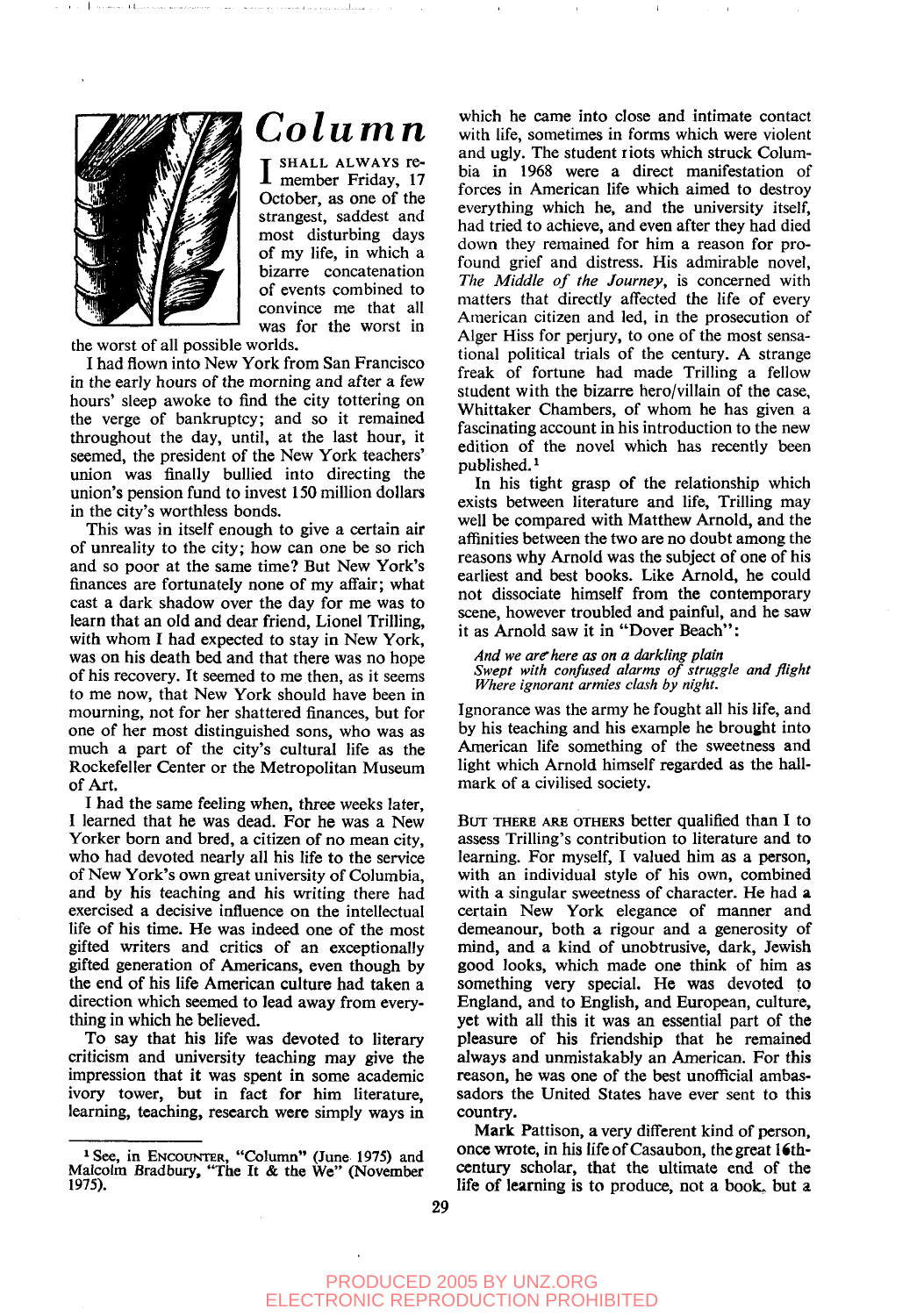# Column

I SHALL ALWAYS remember Friday, 17 October, as one of the strangest, saddest and most disturbing days of my life, in which a bizarre concatenation of events combined to convince me that all was for the worst in the worst of all possible worlds.

I had flown into New York from San Francisco in the early hours of the morning and after a few hours' sleep awoke to find the city tottering on the verge of bankruptcy; and so it remained throughout the day, until, at the last hour, it seemed, the president of the New York teachers' union was finally bullied into directing the union's pension fund to invest 150 million dollars in the city's worthless bonds.

This was in itself enough to give a certain air of unreality to the city; how can one be so rich and so poor at the same time? But New York's finances are fortunately none of my affair; what cast a dark shadow over the day for me was to learn that an old and dear friend, Lionel Trilling, with whom I had expected to stay in New York, was on his death bed and that there was no hope of his recovery. It seemed to me then, as it seems to me now, that New York should have been in mourning, not for her shattered finances, but for one of her most distinguished sons, who was as much a part of the city's cultural life as the Rockefeller Center or the Metropolitan Museum of Art.

I had the same feeling when, three weeks later, I learned that he was dead. For he was a New Yorker born and bred, a citizen of no mean city, who had devoted nearly all his life to the service of New York's own great university of Columbia, and by his teaching and his writing there had exercised a decisive influence on the intellectual life of his time. He was indeed one of the most gifted writers and critics of an exceptionally gifted generation of Americans, even though by the end of his life American culture had taken a direction which seemed to lead away from everything in which he believed.

To say that his life was devoted to literary criticism and university teaching may give the impression that it was spent in some academic ivory tower, but in fact for him literature, learning, teaching, research were simply ways in which he came into close and intimate contact with life, sometimes in forms which were violent and ugly. The student riots which struck Columbia in 1968 were a direct manifestation of forces in American life which aimed to destroy everything which he, and the university itself, had tried to achieve, and even after they had died down they remained for him a reason for profound grief and distress. His admirable novel, *The Middle of the Journey*, is concerned with matters that directly affected the life of every American citizen and led, in the prosecution of Alger Hiss for perjury, to one of the most sensational political trials of the century. A strange freak of fortune had made Trilling a fellow student with the bizarre hero/villain of the case, Whittaker Chambers, of whom he has given a fascinating account in his introduction to the new edition of the novel which has recently been published.[1]

In his tight grasp of the relationship which exists between literature and life, Trilling may well be compared with Matthew Arnold, and the affinities between the two are no doubt among the reasons why Arnold was the subject of one of his earliest and best books. Like Arnold, he could not dissociate himself from the contemporary scene, however troubled and painful, and he saw it as Arnold saw it in "Dover Beach":

*And we are here as on a darkling plain*
*Swept with confused alarms of struggle and flight*
*Where ignorant armies clash by night.*

Ignorance was the army he fought all his life, and by his teaching and his example he brought into American life something of the sweetness and light which Arnold himself regarded as the hallmark of a civilised society.

BUT THERE ARE OTHERS better qualified than I to assess Trilling's contribution to literature and to learning. For myself, I valued him as a person, with an individual style of his own, combined with a singular sweetness of character. He had a certain New York elegance of manner and demeanour, both a rigour and a generosity of mind, and a kind of unobtrusive, dark, Jewish good looks, which made one think of him as something very special. He was devoted to England, and to English, and European, culture, yet with all this it was an essential part of the pleasure of his friendship that he remained always and unmistakably an American. For this reason, he was one of the best unofficial ambassadors the United States have ever sent to this country.

Mark Pattison, a very different kind of person, once wrote, in his life of Casaubon, the great 16th-century scholar, that the ultimate end of the life of learning is to produce, not a book, but a

---

[1] See, in ENCOUNTER, "Column" (June 1975) and Malcolm Bradbury, "The It & the We" (November 1975).